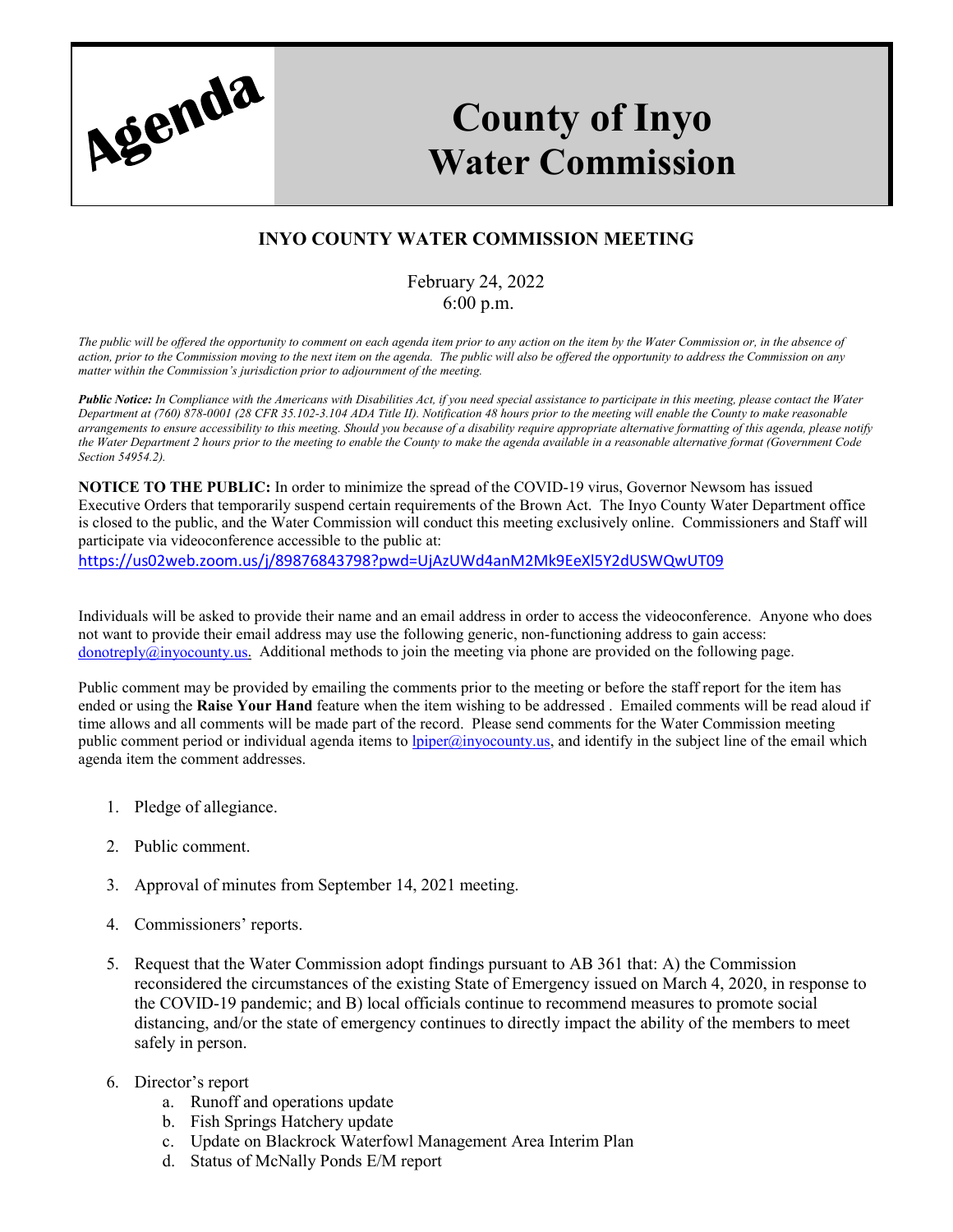Agenda

# County of Inyo Water Commission

## INYO COUNTY WATER COMMISSION MEETING

February 24, 2022
6:00 p.m.

*The public will be offered the opportunity to comment on each agenda item prior to any action on the item by the Water Commission or, in the absence of action, prior to the Commission moving to the next item on the agenda. The public will also be offered the opportunity to address the Commission on any matter within the Commission's jurisdiction prior to adjournment of the meeting.*

***Public Notice:*** *In Compliance with the Americans with Disabilities Act, if you need special assistance to participate in this meeting, please contact the Water Department at (760) 878-0001 (28 CFR 35.102-3.104 ADA Title II). Notification 48 hours prior to the meeting will enable the County to make reasonable arrangements to ensure accessibility to this meeting. Should you because of a disability require appropriate alternative formatting of this agenda, please notify the Water Department 2 hours prior to the meeting to enable the County to make the agenda available in a reasonable alternative format (Government Code Section 54954.2).*

**NOTICE TO THE PUBLIC:** In order to minimize the spread of the COVID-19 virus, Governor Newsom has issued Executive Orders that temporarily suspend certain requirements of the Brown Act. The Inyo County Water Department office is closed to the public, and the Water Commission will conduct this meeting exclusively online. Commissioners and Staff will participate via videoconference accessible to the public at:
https://us02web.zoom.us/j/89876843798?pwd=UjAzUWd4anM2Mk9EeXl5Y2dUSWQwUT09

Individuals will be asked to provide their name and an email address in order to access the videoconference. Anyone who does not want to provide their email address may use the following generic, non-functioning address to gain access: donotreply@inyocounty.us. Additional methods to join the meeting via phone are provided on the following page.

Public comment may be provided by emailing the comments prior to the meeting or before the staff report for the item has ended or using the **Raise Your Hand** feature when the item wishing to be addressed . Emailed comments will be read aloud if time allows and all comments will be made part of the record. Please send comments for the Water Commission meeting public comment period or individual agenda items to lpiper@inyocounty.us, and identify in the subject line of the email which agenda item the comment addresses.

1. Pledge of allegiance.
2. Public comment.
3. Approval of minutes from September 14, 2021 meeting.
4. Commissioners' reports.
5. Request that the Water Commission adopt findings pursuant to AB 361 that: A) the Commission reconsidered the circumstances of the existing State of Emergency issued on March 4, 2020, in response to the COVID-19 pandemic; and B) local officials continue to recommend measures to promote social distancing, and/or the state of emergency continues to directly impact the ability of the members to meet safely in person.
6. Director's report
   a. Runoff and operations update
   b. Fish Springs Hatchery update
   c. Update on Blackrock Waterfowl Management Area Interim Plan
   d. Status of McNally Ponds E/M report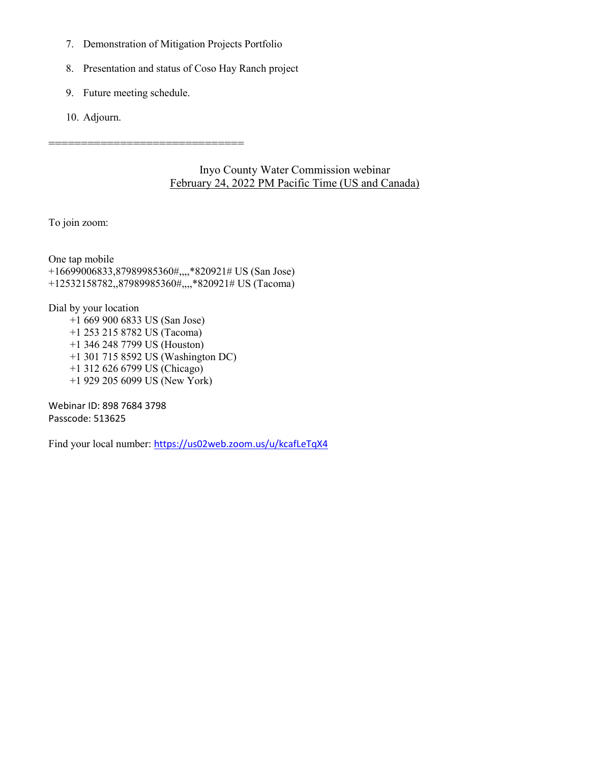7. Demonstration of Mitigation Projects Portfolio

8. Presentation and status of Coso Hay Ranch project

9. Future meeting schedule.

10. Adjourn.

==============================

Inyo County Water Commission webinar
February 24, 2022 PM Pacific Time (US and Canada)

To join zoom:

One tap mobile
+16699006833,87989985360#,,,,*820921# US (San Jose)
+12532158782,,87989985360#,,,,*820921# US (Tacoma)

Dial by your location
+1 669 900 6833 US (San Jose)
+1 253 215 8782 US (Tacoma)
+1 346 248 7799 US (Houston)
+1 301 715 8592 US (Washington DC)
+1 312 626 6799 US (Chicago)
+1 929 205 6099 US (New York)

Webinar ID: 898 7684 3798
Passcode: 513625

Find your local number: https://us02web.zoom.us/u/kcafLeTqX4